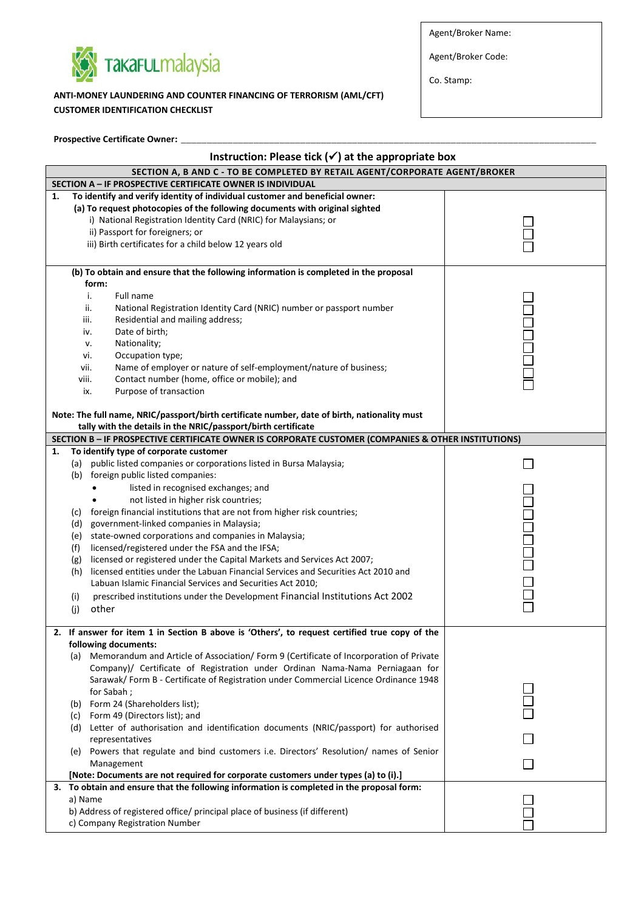TakafulMalaysia

| Agent/Broker Name: |
|---|
| Agent/Broker Code: |
| Co. Stamp: |

**ANTI-MONEY LAUNDERING AND COUNTER FINANCING OF TERRORISM (AML/CFT)**
**CUSTOMER IDENTIFICATION CHECKLIST**

**Prospective Certificate Owner:** ______________________________________________

## Instruction: Please tick (✓) at the appropriate box

| SECTION A, B AND C - TO BE COMPLETED BY RETAIL AGENT/CORPORATE AGENT/BROKER | |
|---|---|
| **SECTION A – IF PROSPECTIVE CERTIFICATE OWNER IS INDIVIDUAL** | |
| **1. To identify and verify identity of individual customer and beneficial owner:** | |
| **(a) To request photocopies of the following documents with original sighted** | |
| i) National Registration Identity Card (NRIC) for Malaysians; or | ☐ |
| ii) Passport for foreigners; or | ☐ |
| iii) Birth certificates for a child below 12 years old | ☐ |
| **(b) To obtain and ensure that the following information is completed in the proposal form:** | |
| i. Full name | ☐ |
| ii. National Registration Identity Card (NRIC) number or passport number | ☐ |
| iii. Residential and mailing address; | ☐ |
| iv. Date of birth; | ☐ |
| v. Nationality; | ☐ |
| vi. Occupation type; | ☐ |
| vii. Name of employer or nature of self-employment/nature of business; | ☐ |
| viii. Contact number (home, office or mobile); and | ☐ |
| ix. Purpose of transaction | ☐ |
| **Note: The full name, NRIC/passport/birth certificate number, date of birth, nationality must tally with the details in the NRIC/passport/birth certificate** | |
| **SECTION B – IF PROSPECTIVE CERTIFICATE OWNER IS CORPORATE CUSTOMER (COMPANIES & OTHER INSTITUTIONS)** | |
| **1. To identify type of corporate customer** | |
| (a) public listed companies or corporations listed in Bursa Malaysia; | ☐ |
| (b) foreign public listed companies: | |
| • listed in recognised exchanges; and | ☐ |
| • not listed in higher risk countries; | ☐ |
| (c) foreign financial institutions that are not from higher risk countries; | ☐ |
| (d) government-linked companies in Malaysia; | ☐ |
| (e) state-owned corporations and companies in Malaysia; | ☐ |
| (f) licensed/registered under the FSA and the IFSA; | ☐ |
| (g) licensed or registered under the Capital Markets and Services Act 2007; | ☐ |
| (h) licensed entities under the Labuan Financial Services and Securities Act 2010 and Labuan Islamic Financial Services and Securities Act 2010; | ☐ |
| (i) prescribed institutions under the Development Financial Institutions Act 2002 | ☐ |
| (j) other | ☐ |
| **2. If answer for item 1 in Section B above is 'Others', to request certified true copy of the following documents:** | |
| (a) Memorandum and Article of Association/ Form 9 (Certificate of Incorporation of Private Company)/ Certificate of Registration under Ordinan Nama-Nama Perniagaan for Sarawak/ Form B - Certificate of Registration under Commercial Licence Ordinance 1948 for Sabah ; | ☐ |
| (b) Form 24 (Shareholders list); | ☐ |
| (c) Form 49 (Directors list); and | ☐ |
| (d) Letter of authorisation and identification documents (NRIC/passport) for authorised representatives | ☐ |
| (e) Powers that regulate and bind customers i.e. Directors' Resolution/ names of Senior Management | ☐ |
| **[Note: Documents are not required for corporate customers under types (a) to (i).]** | |
| **3. To obtain and ensure that the following information is completed in the proposal form:** | |
| a) Name | ☐ |
| b) Address of registered office/ principal place of business (if different) | ☐ |
| c) Company Registration Number | ☐ |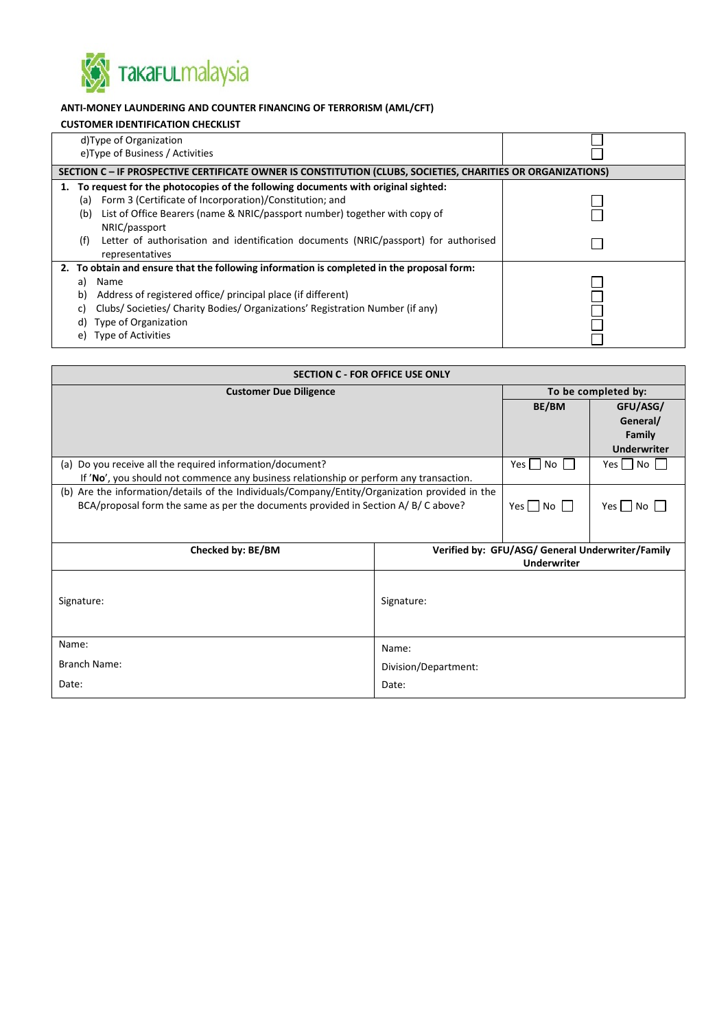**ANTI-MONEY LAUNDERING AND COUNTER FINANCING OF TERRORISM (AML/CFT)**

**CUSTOMER IDENTIFICATION CHECKLIST**

| | |
|---|---|
| d)Type of Organization<br>e)Type of Business / Activities | ☐<br>☐ |
| **SECTION C – IF PROSPECTIVE CERTIFICATE OWNER IS CONSTITUTION (CLUBS, SOCIETIES, CHARITIES OR ORGANIZATIONS)** | |
| **1. To request for the photocopies of the following documents with original sighted:**<br>(a) Form 3 (Certificate of Incorporation)/Constitution; and<br>(b) List of Office Bearers (name & NRIC/passport number) together with copy of NRIC/passport<br>(f) Letter of authorisation and identification documents (NRIC/passport) for authorised representatives | <br>☐<br>☐<br><br>☐ |
| **2. To obtain and ensure that the following information is completed in the proposal form:**<br>a) Name<br>b) Address of registered office/ principal place (if different)<br>c) Clubs/ Societies/ Charity Bodies/ Organizations' Registration Number (if any)<br>d) Type of Organization<br>e) Type of Activities | <br>☐<br>☐<br>☐<br>☐<br>☐ |

| **SECTION C - FOR OFFICE USE ONLY** | | |
|---|---|---|
| **Customer Due Diligence** | **To be completed by:** | |
| | **BE/BM** | **GFU/ASG/ General/ Family Underwriter** |
| (a) Do you receive all the required information/document?<br>If '**No**', you should not commence any business relationship or perform any transaction. | Yes ☐ No ☐ | Yes ☐ No ☐ |
| (b) Are the information/details of the Individuals/Company/Entity/Organization provided in the BCA/proposal form the same as per the documents provided in Section A/ B/ C above? | Yes ☐ No ☐ | Yes ☐ No ☐ |

| **Checked by: BE/BM** | **Verified by: GFU/ASG/ General Underwriter/Family Underwriter** |
|---|---|
| Signature: | Signature: |
| Name:<br>Branch Name:<br>Date: | Name:<br>Division/Department:<br>Date: |